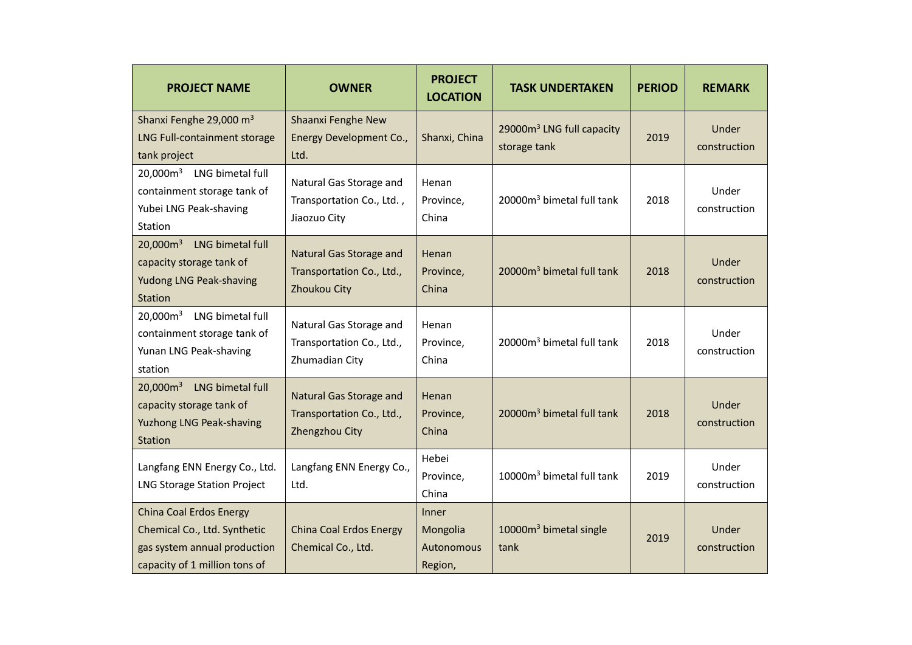| PROJECT NAME | OWNER | PROJECT LOCATION | TASK UNDERTAKEN | PERIOD | REMARK |
|---|---|---|---|---|---|
| Shanxi Fenghe 29,000 $m^3$ LNG Full-containment storage tank project | Shaanxi Fenghe New Energy Development Co., Ltd. | Shanxi, China | 29000$m^3$ LNG full capacity storage tank | 2019 | Under construction |
| 20,000$m^3$ LNG bimetal full containment storage tank of Yubei LNG Peak-shaving Station | Natural Gas Storage and Transportation Co., Ltd. , Jiaozuo City | Henan Province, China | 20000$m^3$ bimetal full tank | 2018 | Under construction |
| 20,000$m^3$ LNG bimetal full capacity storage tank of Yudong LNG Peak-shaving Station | Natural Gas Storage and Transportation Co., Ltd., Zhoukou City | Henan Province, China | 20000$m^3$ bimetal full tank | 2018 | Under construction |
| 20,000$m^3$ LNG bimetal full containment storage tank of Yunan LNG Peak-shaving station | Natural Gas Storage and Transportation Co., Ltd., Zhumadian City | Henan Province, China | 20000$m^3$ bimetal full tank | 2018 | Under construction |
| 20,000$m^3$ LNG bimetal full capacity storage tank of Yuzhong LNG Peak-shaving Station | Natural Gas Storage and Transportation Co., Ltd., Zhengzhou City | Henan Province, China | 20000$m^3$ bimetal full tank | 2018 | Under construction |
| Langfang ENN Energy Co., Ltd. LNG Storage Station Project | Langfang ENN Energy Co., Ltd. | Hebei Province, China | 10000$m^3$ bimetal full tank | 2019 | Under construction |
| China Coal Erdos Energy Chemical Co., Ltd. Synthetic gas system annual production capacity of 1 million tons of | China Coal Erdos Energy Chemical Co., Ltd. | Inner Mongolia Autonomous Region, | 10000$m^3$ bimetal single tank | 2019 | Under construction |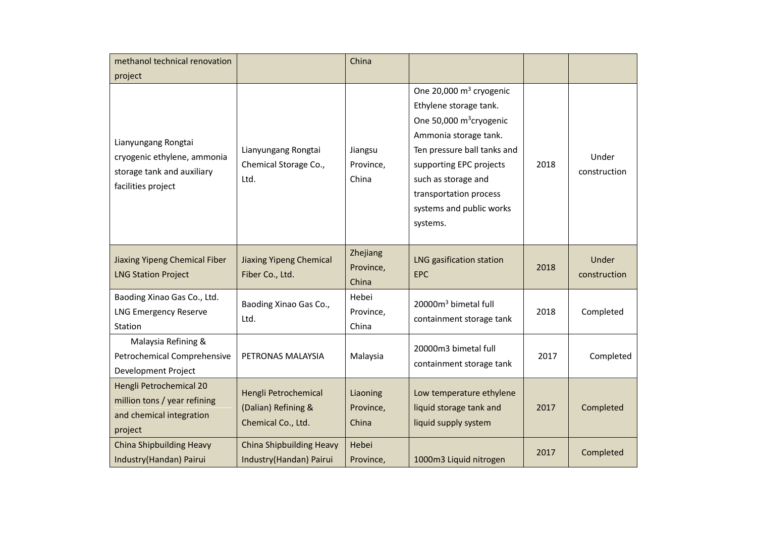| | | | | | |
|---|---|---|---|---|---|
| methanol technical renovation project | | China | | | |
| Lianyungang Rongtai cryogenic ethylene, ammonia storage tank and auxiliary facilities project | Lianyungang Rongtai Chemical Storage Co., Ltd. | Jiangsu Province, China | One 20,000 $m^3$ cryogenic Ethylene storage tank. One 50,000 $m^3$cryogenic Ammonia storage tank. Ten pressure ball tanks and supporting EPC projects such as storage and transportation process systems and public works systems. | 2018 | Under construction |
| Jiaxing Yipeng Chemical Fiber LNG Station Project | Jiaxing Yipeng Chemical Fiber Co., Ltd. | Zhejiang Province, China | LNG gasification station EPC | 2018 | Under construction |
| Baoding Xinao Gas Co., Ltd. LNG Emergency Reserve Station | Baoding Xinao Gas Co., Ltd. | Hebei Province, China | 20000$m^3$ bimetal full containment storage tank | 2018 | Completed |
| Malaysia Refining & Petrochemical Comprehensive Development Project | PETRONAS MALAYSIA | Malaysia | 20000m3 bimetal full containment storage tank | 2017 | Completed |
| Hengli Petrochemical 20 million tons / year refining and chemical integration project | Hengli Petrochemical (Dalian) Refining & Chemical Co., Ltd. | Liaoning Province, China | Low temperature ethylene liquid storage tank and liquid supply system | 2017 | Completed |
| China Shipbuilding Heavy Industry(Handan) Pairui | China Shipbuilding Heavy Industry(Handan) Pairui | Hebei Province, | 1000m3 Liquid nitrogen | 2017 | Completed |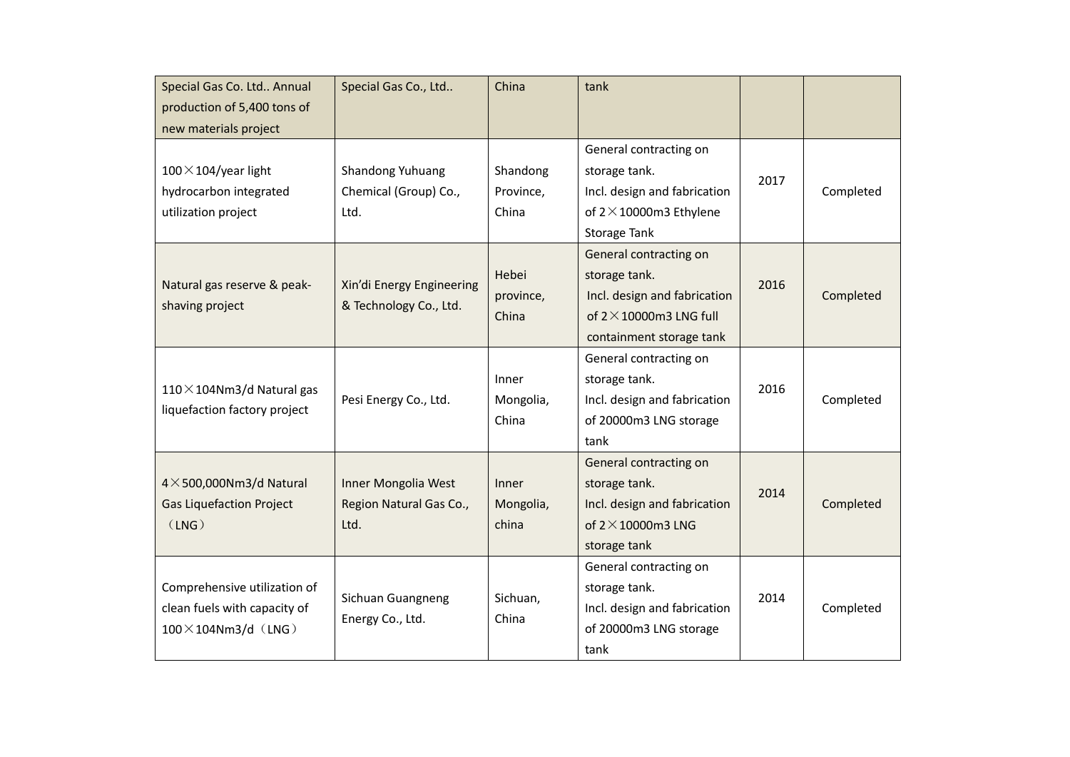| Special Gas Co. Ltd.. Annual production of 5,400 tons of new materials project | Special Gas Co., Ltd.. | China | tank | | |
|---|---|---|---|---|---|
| 100×104/year light hydrocarbon integrated utilization project | Shandong Yuhuang Chemical (Group) Co., Ltd. | Shandong Province, China | General contracting on storage tank. Incl. design and fabrication of 2×10000m3 Ethylene Storage Tank | 2017 | Completed |
| Natural gas reserve & peak-shaving project | Xin'di Energy Engineering & Technology Co., Ltd. | Hebei province, China | General contracting on storage tank. Incl. design and fabrication of 2×10000m3 LNG full containment storage tank | 2016 | Completed |
| 110×104Nm3/d Natural gas liquefaction factory project | Pesi Energy Co., Ltd. | Inner Mongolia, China | General contracting on storage tank. Incl. design and fabrication of 20000m3 LNG storage tank | 2016 | Completed |
| 4×500,000Nm3/d Natural Gas Liquefaction Project （LNG） | Inner Mongolia West Region Natural Gas Co., Ltd. | Inner Mongolia, china | General contracting on storage tank. Incl. design and fabrication of 2×10000m3 LNG storage tank | 2014 | Completed |
| Comprehensive utilization of clean fuels with capacity of 100×104Nm3/d（LNG） | Sichuan Guangneng Energy Co., Ltd. | Sichuan, China | General contracting on storage tank. Incl. design and fabrication of 20000m3 LNG storage tank | 2014 | Completed |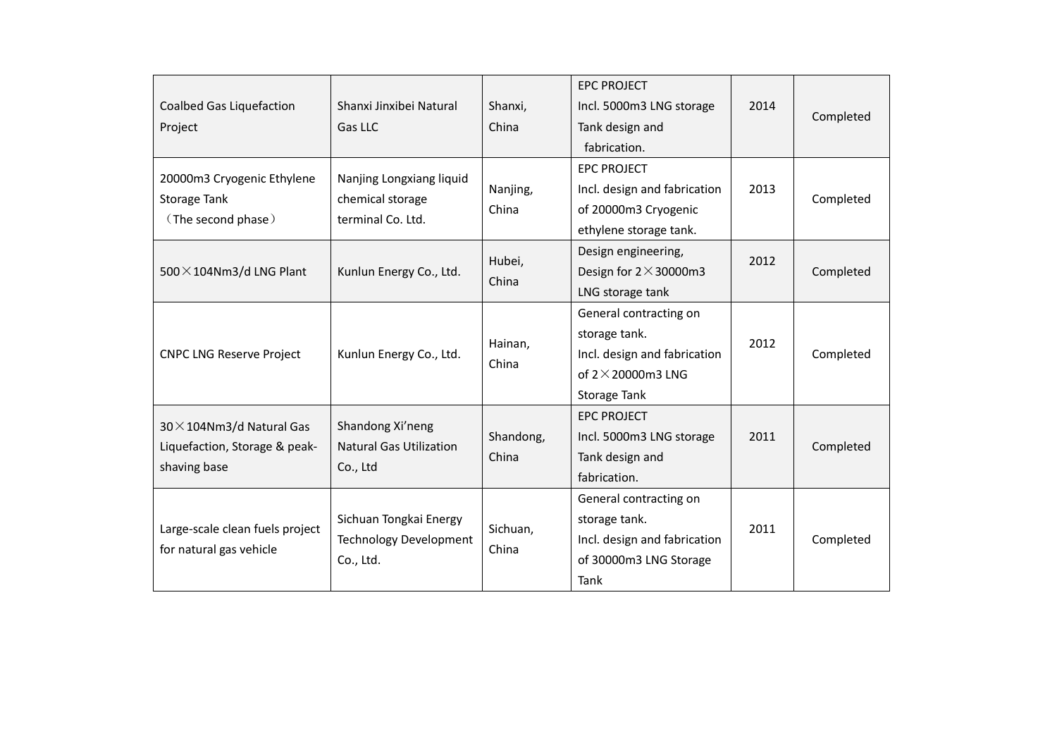| | | | | | |
|---|---|---|---|---|---|
| Coalbed Gas Liquefaction Project | Shanxi Jinxibei Natural Gas LLC | Shanxi, China | EPC PROJECT<br>Incl. 5000m3 LNG storage Tank design and fabrication. | 2014 | Completed |
| 20000m3 Cryogenic Ethylene Storage Tank （The second phase） | Nanjing Longxiang liquid chemical storage terminal Co. Ltd. | Nanjing, China | EPC PROJECT<br>Incl. design and fabrication of 20000m3 Cryogenic ethylene storage tank. | 2013 | Completed |
| 500×104Nm3/d LNG Plant | Kunlun Energy Co., Ltd. | Hubei, China | Design engineering,<br>Design for 2×30000m3 LNG storage tank | 2012 | Completed |
| CNPC LNG Reserve Project | Kunlun Energy Co., Ltd. | Hainan, China | General contracting on storage tank.<br>Incl. design and fabrication of 2×20000m3 LNG Storage Tank | 2012 | Completed |
| 30×104Nm3/d Natural Gas Liquefaction, Storage & peak-shaving base | Shandong Xi'neng Natural Gas Utilization Co., Ltd | Shandong, China | EPC PROJECT<br>Incl. 5000m3 LNG storage Tank design and fabrication. | 2011 | Completed |
| Large-scale clean fuels project for natural gas vehicle | Sichuan Tongkai Energy Technology Development Co., Ltd. | Sichuan, China | General contracting on storage tank.<br>Incl. design and fabrication of 30000m3 LNG Storage Tank | 2011 | Completed |